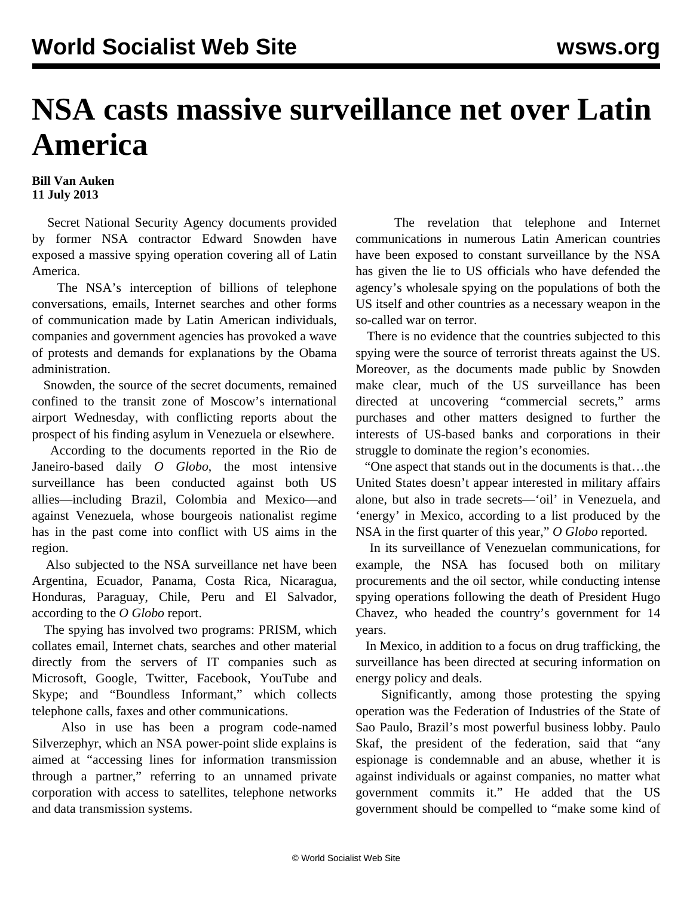# NSA casts massive surveillance net over Latin America

**Bill Van Auken**
**11 July 2013**

Secret National Security Agency documents provided by former NSA contractor Edward Snowden have exposed a massive spying operation covering all of Latin America.

The NSA's interception of billions of telephone conversations, emails, Internet searches and other forms of communication made by Latin American individuals, companies and government agencies has provoked a wave of protests and demands for explanations by the Obama administration.

Snowden, the source of the secret documents, remained confined to the transit zone of Moscow's international airport Wednesday, with conflicting reports about the prospect of his finding asylum in Venezuela or elsewhere.

According to the documents reported in the Rio de Janeiro-based daily *O Globo*, the most intensive surveillance has been conducted against both US allies—including Brazil, Colombia and Mexico—and against Venezuela, whose bourgeois nationalist regime has in the past come into conflict with US aims in the region.

Also subjected to the NSA surveillance net have been Argentina, Ecuador, Panama, Costa Rica, Nicaragua, Honduras, Paraguay, Chile, Peru and El Salvador, according to the *O Globo* report.

The spying has involved two programs: PRISM, which collates email, Internet chats, searches and other material directly from the servers of IT companies such as Microsoft, Google, Twitter, Facebook, YouTube and Skype; and "Boundless Informant," which collects telephone calls, faxes and other communications.

Also in use has been a program code-named Silverzephyr, which an NSA power-point slide explains is aimed at "accessing lines for information transmission through a partner," referring to an unnamed private corporation with access to satellites, telephone networks and data transmission systems.

The revelation that telephone and Internet communications in numerous Latin American countries have been exposed to constant surveillance by the NSA has given the lie to US officials who have defended the agency's wholesale spying on the populations of both the US itself and other countries as a necessary weapon in the so-called war on terror.

There is no evidence that the countries subjected to this spying were the source of terrorist threats against the US. Moreover, as the documents made public by Snowden make clear, much of the US surveillance has been directed at uncovering "commercial secrets," arms purchases and other matters designed to further the interests of US-based banks and corporations in their struggle to dominate the region's economies.

"One aspect that stands out in the documents is that…the United States doesn't appear interested in military affairs alone, but also in trade secrets—'oil' in Venezuela, and 'energy' in Mexico, according to a list produced by the NSA in the first quarter of this year," *O Globo* reported.

In its surveillance of Venezuelan communications, for example, the NSA has focused both on military procurements and the oil sector, while conducting intense spying operations following the death of President Hugo Chavez, who headed the country's government for 14 years.

In Mexico, in addition to a focus on drug trafficking, the surveillance has been directed at securing information on energy policy and deals.

Significantly, among those protesting the spying operation was the Federation of Industries of the State of Sao Paulo, Brazil's most powerful business lobby. Paulo Skaf, the president of the federation, said that "any espionage is condemnable and an abuse, whether it is against individuals or against companies, no matter what government commits it." He added that the US government should be compelled to "make some kind of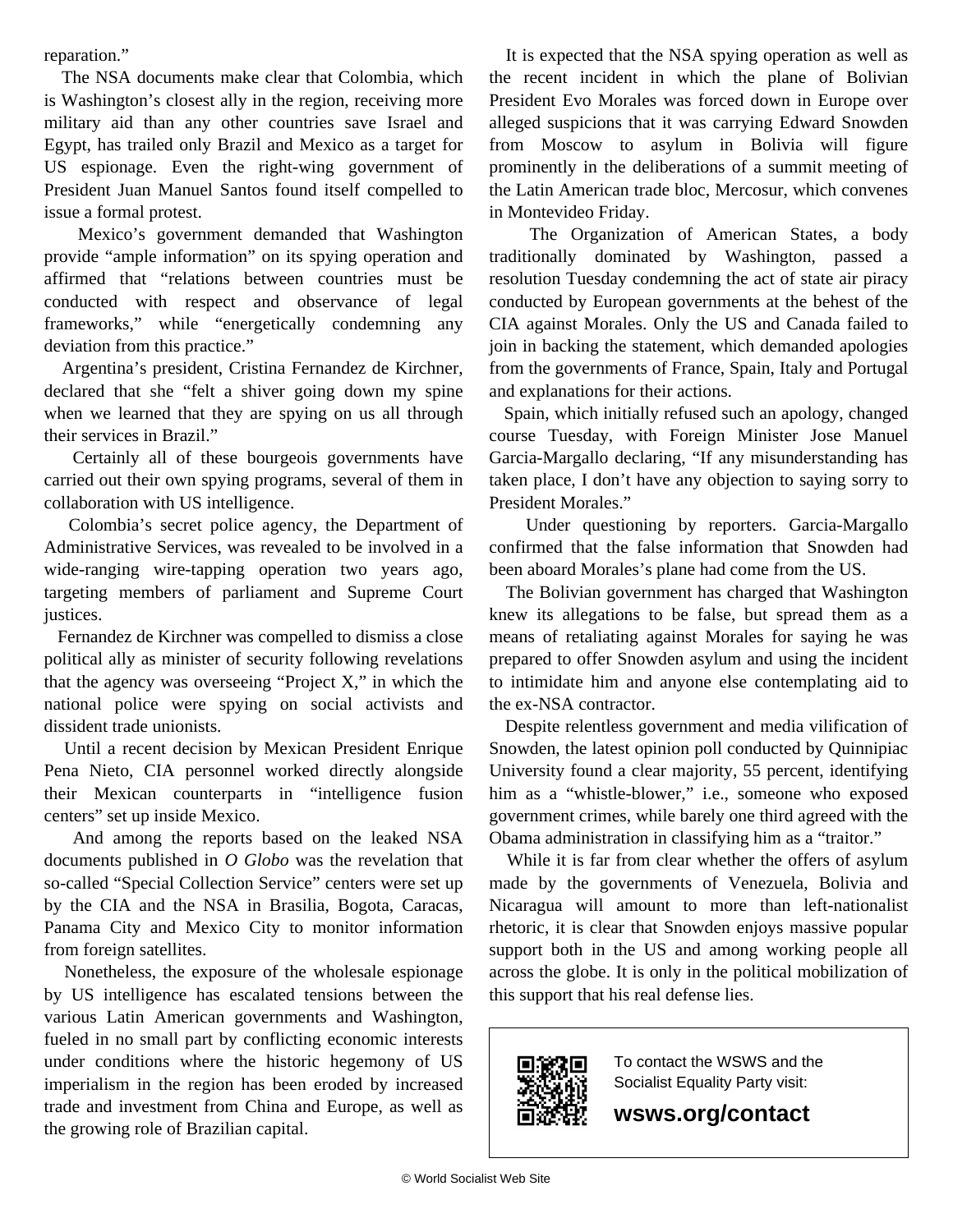reparation."

The NSA documents make clear that Colombia, which is Washington's closest ally in the region, receiving more military aid than any other countries save Israel and Egypt, has trailed only Brazil and Mexico as a target for US espionage. Even the right-wing government of President Juan Manuel Santos found itself compelled to issue a formal protest.

Mexico's government demanded that Washington provide "ample information" on its spying operation and affirmed that "relations between countries must be conducted with respect and observance of legal frameworks," while "energetically condemning any deviation from this practice."

Argentina's president, Cristina Fernandez de Kirchner, declared that she "felt a shiver going down my spine when we learned that they are spying on us all through their services in Brazil."

Certainly all of these bourgeois governments have carried out their own spying programs, several of them in collaboration with US intelligence.

Colombia's secret police agency, the Department of Administrative Services, was revealed to be involved in a wide-ranging wire-tapping operation two years ago, targeting members of parliament and Supreme Court justices.

Fernandez de Kirchner was compelled to dismiss a close political ally as minister of security following revelations that the agency was overseeing "Project X," in which the national police were spying on social activists and dissident trade unionists.

Until a recent decision by Mexican President Enrique Pena Nieto, CIA personnel worked directly alongside their Mexican counterparts in "intelligence fusion centers" set up inside Mexico.

And among the reports based on the leaked NSA documents published in *O Globo* was the revelation that so-called "Special Collection Service" centers were set up by the CIA and the NSA in Brasilia, Bogota, Caracas, Panama City and Mexico City to monitor information from foreign satellites.

Nonetheless, the exposure of the wholesale espionage by US intelligence has escalated tensions between the various Latin American governments and Washington, fueled in no small part by conflicting economic interests under conditions where the historic hegemony of US imperialism in the region has been eroded by increased trade and investment from China and Europe, as well as the growing role of Brazilian capital.

It is expected that the NSA spying operation as well as the recent incident in which the plane of Bolivian President Evo Morales was forced down in Europe over alleged suspicions that it was carrying Edward Snowden from Moscow to asylum in Bolivia will figure prominently in the deliberations of a summit meeting of the Latin American trade bloc, Mercosur, which convenes in Montevideo Friday.

The Organization of American States, a body traditionally dominated by Washington, passed a resolution Tuesday condemning the act of state air piracy conducted by European governments at the behest of the CIA against Morales. Only the US and Canada failed to join in backing the statement, which demanded apologies from the governments of France, Spain, Italy and Portugal and explanations for their actions.

Spain, which initially refused such an apology, changed course Tuesday, with Foreign Minister Jose Manuel Garcia-Margallo declaring, "If any misunderstanding has taken place, I don't have any objection to saying sorry to President Morales."

Under questioning by reporters. Garcia-Margallo confirmed that the false information that Snowden had been aboard Morales's plane had come from the US.

The Bolivian government has charged that Washington knew its allegations to be false, but spread them as a means of retaliating against Morales for saying he was prepared to offer Snowden asylum and using the incident to intimidate him and anyone else contemplating aid to the ex-NSA contractor.

Despite relentless government and media vilification of Snowden, the latest opinion poll conducted by Quinnipiac University found a clear majority, 55 percent, identifying him as a "whistle-blower," i.e., someone who exposed government crimes, while barely one third agreed with the Obama administration in classifying him as a "traitor."

While it is far from clear whether the offers of asylum made by the governments of Venezuela, Bolivia and Nicaragua will amount to more than left-nationalist rhetoric, it is clear that Snowden enjoys massive popular support both in the US and among working people all across the globe. It is only in the political mobilization of this support that his real defense lies.

To contact the WSWS and the Socialist Equality Party visit:

**wsws.org/contact**